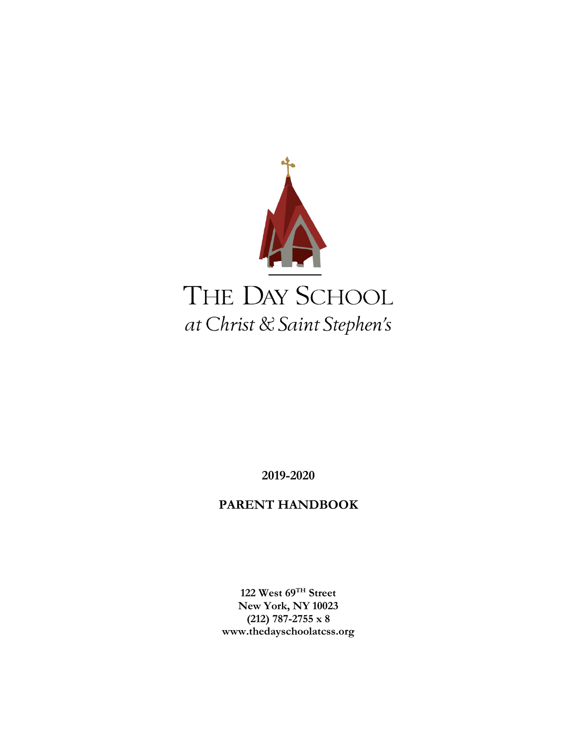# THE DAY SCHOOL

*at Christ & Saint Stephen's*

**2019-2020**

**PARENT HANDBOOK**

**122 West 69TH Street**
**New York, NY 10023**
**(212) 787-2755 x 8**
**www.thedayschoolatcss.org**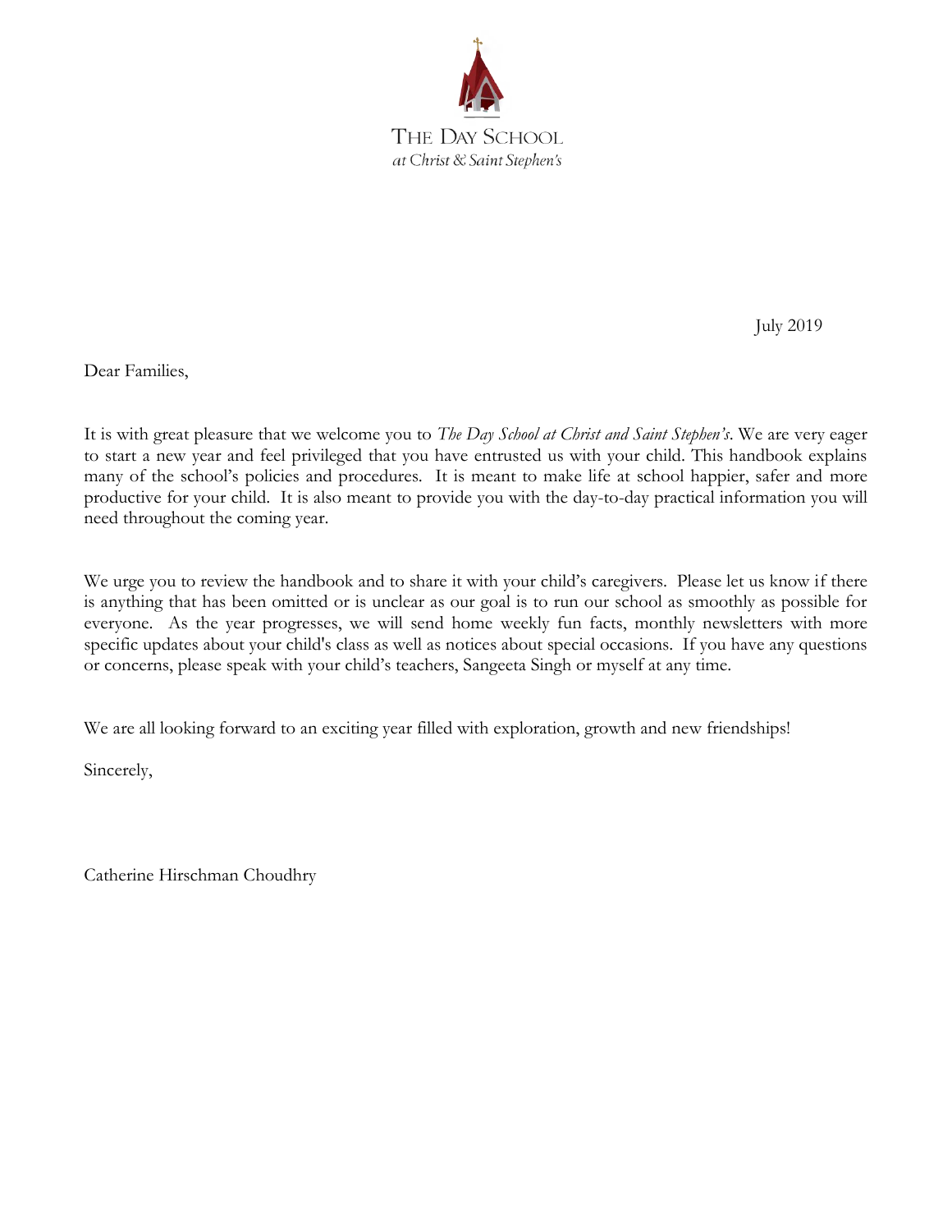THE DAY SCHOOL
*at Christ & Saint Stephen's*

July 2019

Dear Families,

It is with great pleasure that we welcome you to *The Day School at Christ and Saint Stephen's*. We are very eager to start a new year and feel privileged that you have entrusted us with your child. This handbook explains many of the school's policies and procedures. It is meant to make life at school happier, safer and more productive for your child. It is also meant to provide you with the day-to-day practical information you will need throughout the coming year.

We urge you to review the handbook and to share it with your child's caregivers. Please let us know if there is anything that has been omitted or is unclear as our goal is to run our school as smoothly as possible for everyone. As the year progresses, we will send home weekly fun facts, monthly newsletters with more specific updates about your child's class as well as notices about special occasions. If you have any questions or concerns, please speak with your child's teachers, Sangeeta Singh or myself at any time.

We are all looking forward to an exciting year filled with exploration, growth and new friendships!

Sincerely,

Catherine Hirschman Choudhry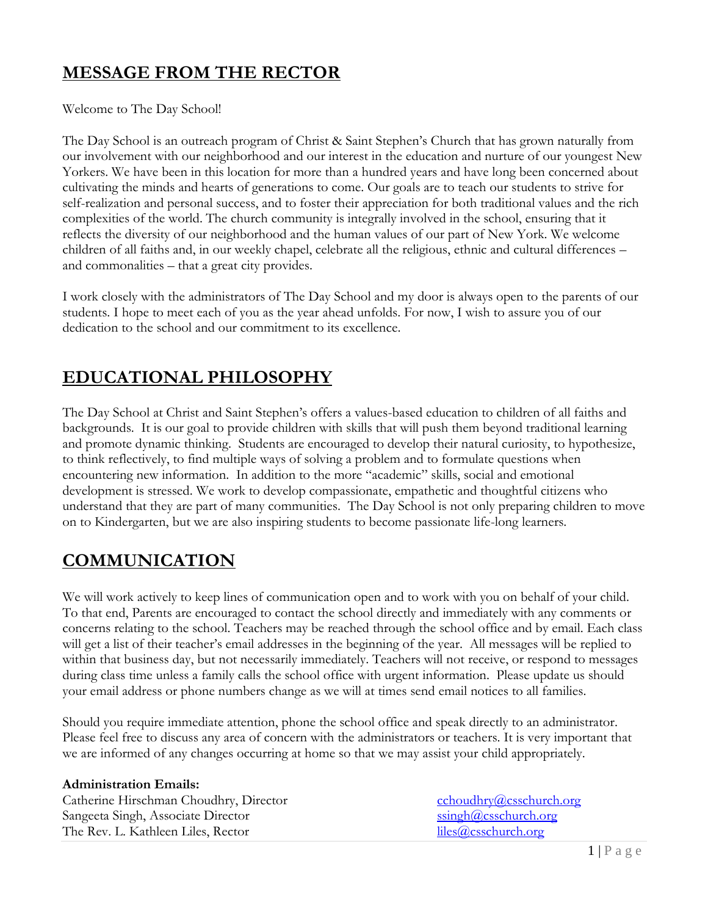## MESSAGE FROM THE RECTOR

Welcome to The Day School!

The Day School is an outreach program of Christ & Saint Stephen's Church that has grown naturally from our involvement with our neighborhood and our interest in the education and nurture of our youngest New Yorkers. We have been in this location for more than a hundred years and have long been concerned about cultivating the minds and hearts of generations to come. Our goals are to teach our students to strive for self-realization and personal success, and to foster their appreciation for both traditional values and the rich complexities of the world. The church community is integrally involved in the school, ensuring that it reflects the diversity of our neighborhood and the human values of our part of New York. We welcome children of all faiths and, in our weekly chapel, celebrate all the religious, ethnic and cultural differences – and commonalities – that a great city provides.

I work closely with the administrators of The Day School and my door is always open to the parents of our students. I hope to meet each of you as the year ahead unfolds. For now, I wish to assure you of our dedication to the school and our commitment to its excellence.

## EDUCATIONAL PHILOSOPHY

The Day School at Christ and Saint Stephen's offers a values-based education to children of all faiths and backgrounds. It is our goal to provide children with skills that will push them beyond traditional learning and promote dynamic thinking. Students are encouraged to develop their natural curiosity, to hypothesize, to think reflectively, to find multiple ways of solving a problem and to formulate questions when encountering new information. In addition to the more "academic" skills, social and emotional development is stressed. We work to develop compassionate, empathetic and thoughtful citizens who understand that they are part of many communities. The Day School is not only preparing children to move on to Kindergarten, but we are also inspiring students to become passionate life-long learners.

## COMMUNICATION

We will work actively to keep lines of communication open and to work with you on behalf of your child. To that end, Parents are encouraged to contact the school directly and immediately with any comments or concerns relating to the school. Teachers may be reached through the school office and by email. Each class will get a list of their teacher's email addresses in the beginning of the year. All messages will be replied to within that business day, but not necessarily immediately. Teachers will not receive, or respond to messages during class time unless a family calls the school office with urgent information. Please update us should your email address or phone numbers change as we will at times send email notices to all families.

Should you require immediate attention, phone the school office and speak directly to an administrator. Please feel free to discuss any area of concern with the administrators or teachers. It is very important that we are informed of any changes occurring at home so that we may assist your child appropriately.

**Administration Emails:**

Catherine Hirschman Choudhry, Director — cchoudhry@csschurch.org
Sangeeta Singh, Associate Director — ssingh@csschurch.org
The Rev. L. Kathleen Liles, Rector — liles@csschurch.org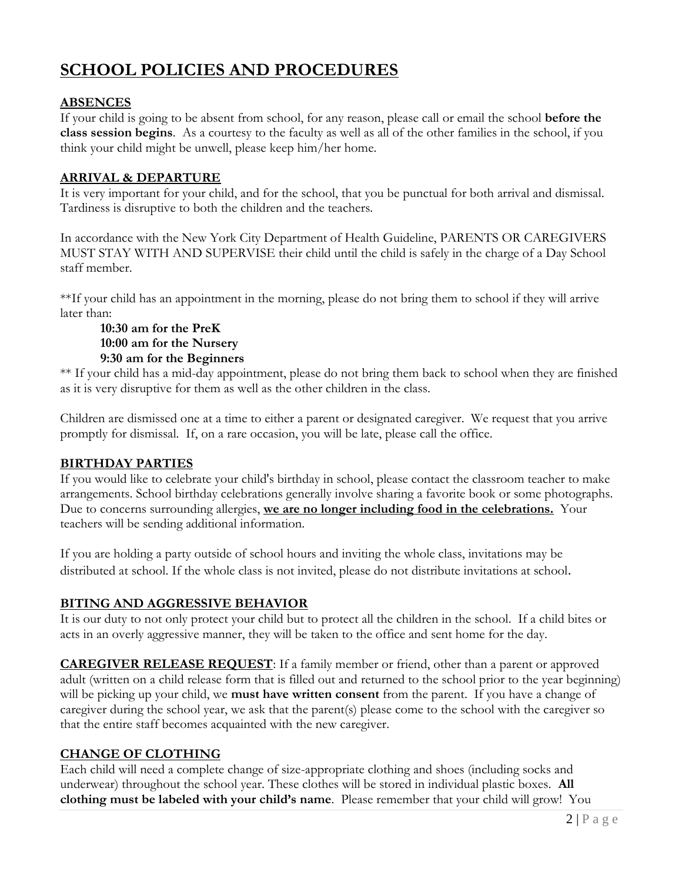# SCHOOL POLICIES AND PROCEDURES

## ABSENCES

If your child is going to be absent from school, for any reason, please call or email the school **before the class session begins**. As a courtesy to the faculty as well as all of the other families in the school, if you think your child might be unwell, please keep him/her home.

## ARRIVAL & DEPARTURE

It is very important for your child, and for the school, that you be punctual for both arrival and dismissal. Tardiness is disruptive to both the children and the teachers.

In accordance with the New York City Department of Health Guideline, PARENTS OR CAREGIVERS MUST STAY WITH AND SUPERVISE their child until the child is safely in the charge of a Day School staff member.

**If your child has an appointment in the morning, please do not bring them to school if they will arrive later than:

**10:30 am for the PreK**
**10:00 am for the Nursery**
**9:30 am for the Beginners**

** If your child has a mid-day appointment, please do not bring them back to school when they are finished as it is very disruptive for them as well as the other children in the class.

Children are dismissed one at a time to either a parent or designated caregiver. We request that you arrive promptly for dismissal. If, on a rare occasion, you will be late, please call the office.

## BIRTHDAY PARTIES

If you would like to celebrate your child's birthday in school, please contact the classroom teacher to make arrangements. School birthday celebrations generally involve sharing a favorite book or some photographs. Due to concerns surrounding allergies, **we are no longer including food in the celebrations.** Your teachers will be sending additional information.

If you are holding a party outside of school hours and inviting the whole class, invitations may be distributed at school. If the whole class is not invited, please do not distribute invitations at school.

## BITING AND AGGRESSIVE BEHAVIOR

It is our duty to not only protect your child but to protect all the children in the school. If a child bites or acts in an overly aggressive manner, they will be taken to the office and sent home for the day.

**CAREGIVER RELEASE REQUEST**: If a family member or friend, other than a parent or approved adult (written on a child release form that is filled out and returned to the school prior to the year beginning) will be picking up your child, we **must have written consent** from the parent. If you have a change of caregiver during the school year, we ask that the parent(s) please come to the school with the caregiver so that the entire staff becomes acquainted with the new caregiver.

## CHANGE OF CLOTHING

Each child will need a complete change of size-appropriate clothing and shoes (including socks and underwear) throughout the school year. These clothes will be stored in individual plastic boxes. **All clothing must be labeled with your child's name**. Please remember that your child will grow! You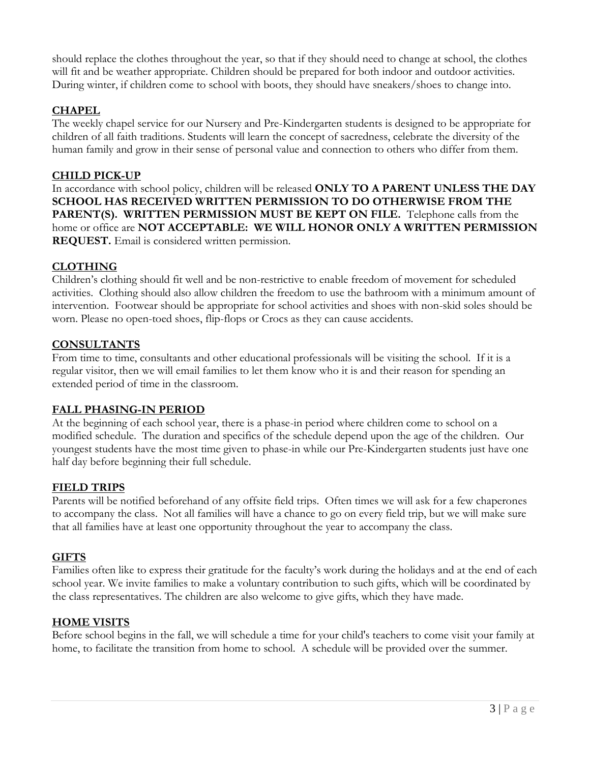should replace the clothes throughout the year, so that if they should need to change at school, the clothes will fit and be weather appropriate. Children should be prepared for both indoor and outdoor activities. During winter, if children come to school with boots, they should have sneakers/shoes to change into.

## CHAPEL

The weekly chapel service for our Nursery and Pre-Kindergarten students is designed to be appropriate for children of all faith traditions. Students will learn the concept of sacredness, celebrate the diversity of the human family and grow in their sense of personal value and connection to others who differ from them.

## CHILD PICK-UP

In accordance with school policy, children will be released **ONLY TO A PARENT UNLESS THE DAY SCHOOL HAS RECEIVED WRITTEN PERMISSION TO DO OTHERWISE FROM THE PARENT(S). WRITTEN PERMISSION MUST BE KEPT ON FILE.** Telephone calls from the home or office are **NOT ACCEPTABLE: WE WILL HONOR ONLY A WRITTEN PERMISSION REQUEST.** Email is considered written permission.

## CLOTHING

Children's clothing should fit well and be non-restrictive to enable freedom of movement for scheduled activities. Clothing should also allow children the freedom to use the bathroom with a minimum amount of intervention. Footwear should be appropriate for school activities and shoes with non-skid soles should be worn. Please no open-toed shoes, flip-flops or Crocs as they can cause accidents.

## CONSULTANTS

From time to time, consultants and other educational professionals will be visiting the school. If it is a regular visitor, then we will email families to let them know who it is and their reason for spending an extended period of time in the classroom.

## FALL PHASING-IN PERIOD

At the beginning of each school year, there is a phase-in period where children come to school on a modified schedule. The duration and specifics of the schedule depend upon the age of the children. Our youngest students have the most time given to phase-in while our Pre-Kindergarten students just have one half day before beginning their full schedule.

## FIELD TRIPS

Parents will be notified beforehand of any offsite field trips. Often times we will ask for a few chaperones to accompany the class. Not all families will have a chance to go on every field trip, but we will make sure that all families have at least one opportunity throughout the year to accompany the class.

## GIFTS

Families often like to express their gratitude for the faculty's work during the holidays and at the end of each school year. We invite families to make a voluntary contribution to such gifts, which will be coordinated by the class representatives. The children are also welcome to give gifts, which they have made.

## HOME VISITS

Before school begins in the fall, we will schedule a time for your child's teachers to come visit your family at home, to facilitate the transition from home to school. A schedule will be provided over the summer.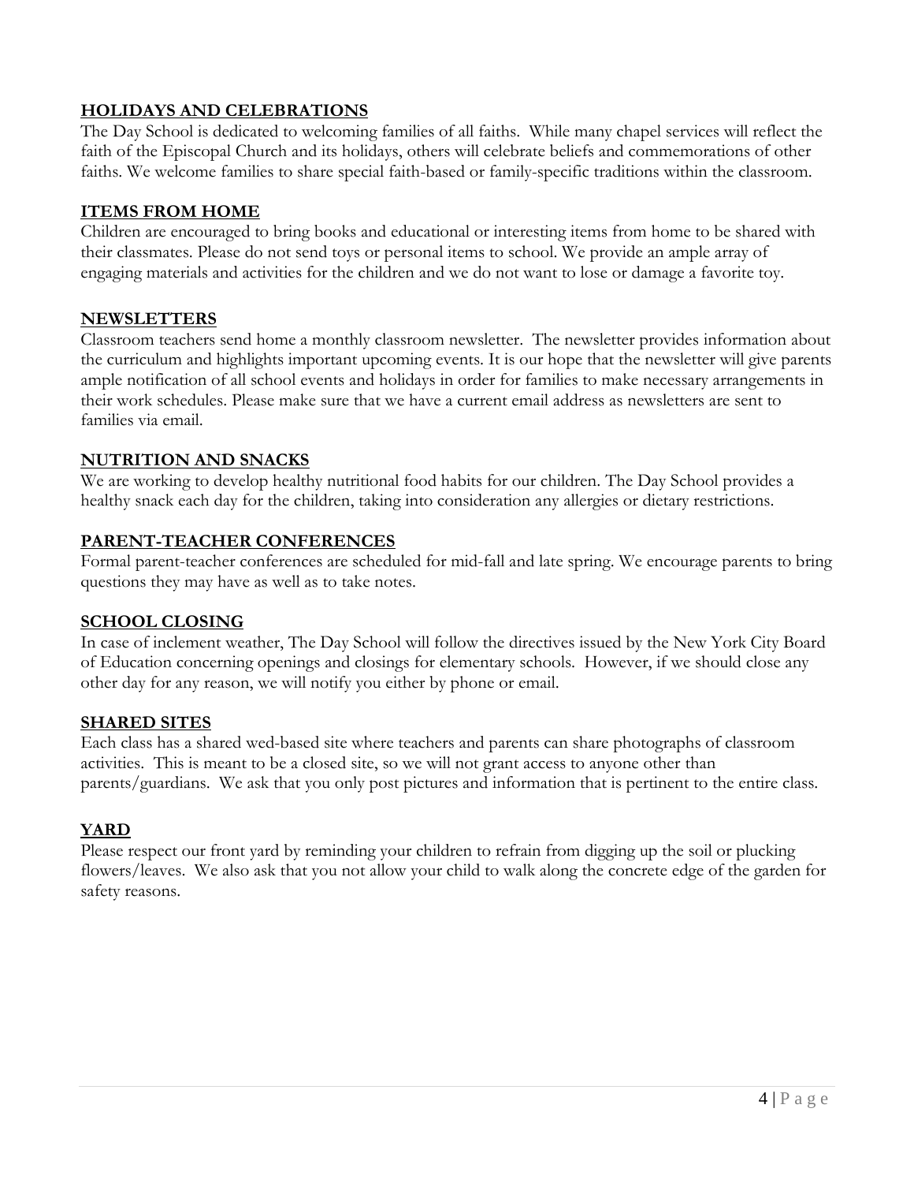## HOLIDAYS AND CELEBRATIONS

The Day School is dedicated to welcoming families of all faiths. While many chapel services will reflect the faith of the Episcopal Church and its holidays, others will celebrate beliefs and commemorations of other faiths. We welcome families to share special faith-based or family-specific traditions within the classroom.

## ITEMS FROM HOME

Children are encouraged to bring books and educational or interesting items from home to be shared with their classmates. Please do not send toys or personal items to school. We provide an ample array of engaging materials and activities for the children and we do not want to lose or damage a favorite toy.

## NEWSLETTERS

Classroom teachers send home a monthly classroom newsletter. The newsletter provides information about the curriculum and highlights important upcoming events. It is our hope that the newsletter will give parents ample notification of all school events and holidays in order for families to make necessary arrangements in their work schedules. Please make sure that we have a current email address as newsletters are sent to families via email.

## NUTRITION AND SNACKS

We are working to develop healthy nutritional food habits for our children. The Day School provides a healthy snack each day for the children, taking into consideration any allergies or dietary restrictions.

## PARENT-TEACHER CONFERENCES

Formal parent-teacher conferences are scheduled for mid-fall and late spring. We encourage parents to bring questions they may have as well as to take notes.

## SCHOOL CLOSING

In case of inclement weather, The Day School will follow the directives issued by the New York City Board of Education concerning openings and closings for elementary schools. However, if we should close any other day for any reason, we will notify you either by phone or email.

## SHARED SITES

Each class has a shared wed-based site where teachers and parents can share photographs of classroom activities. This is meant to be a closed site, so we will not grant access to anyone other than parents/guardians. We ask that you only post pictures and information that is pertinent to the entire class.

## YARD

Please respect our front yard by reminding your children to refrain from digging up the soil or plucking flowers/leaves. We also ask that you not allow your child to walk along the concrete edge of the garden for safety reasons.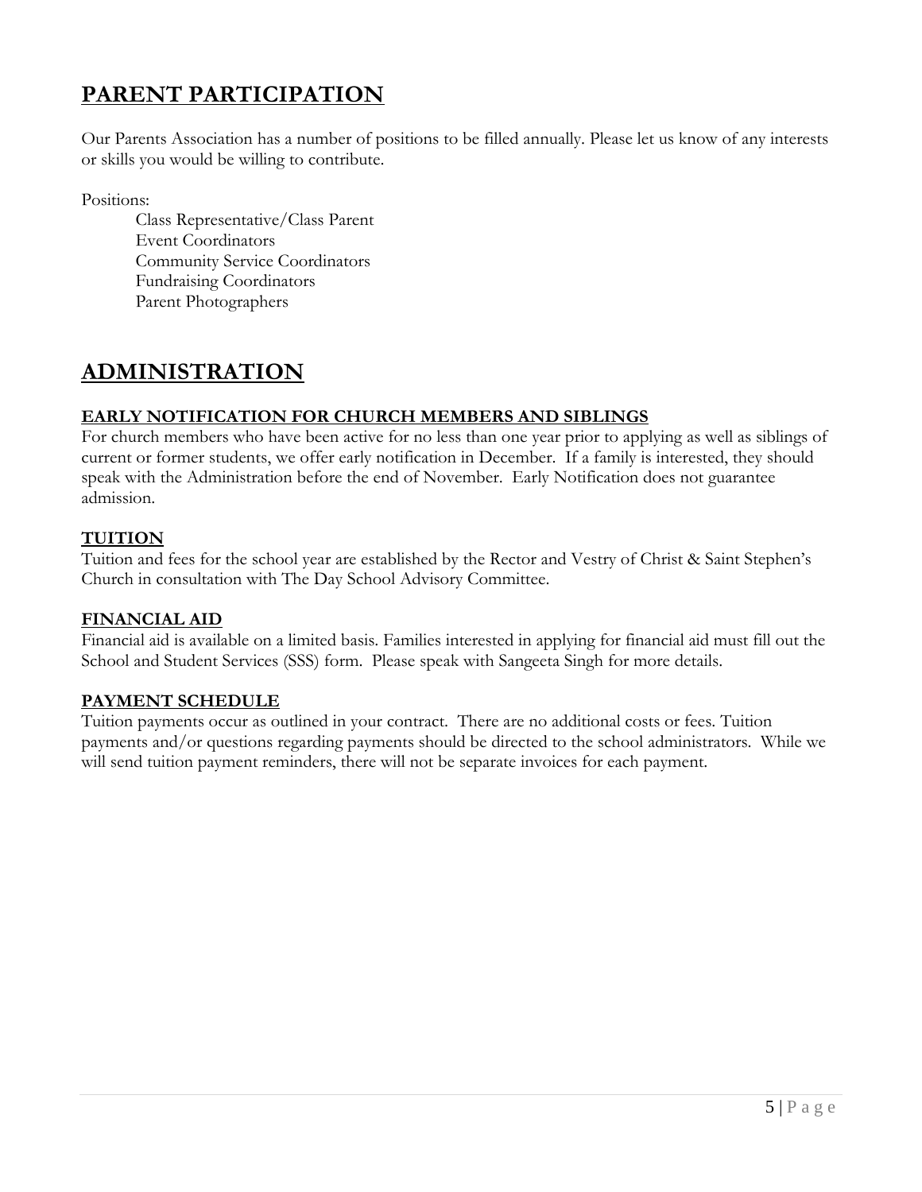# PARENT PARTICIPATION

Our Parents Association has a number of positions to be filled annually. Please let us know of any interests or skills you would be willing to contribute.

Positions:

- Class Representative/Class Parent
- Event Coordinators
- Community Service Coordinators
- Fundraising Coordinators
- Parent Photographers

# ADMINISTRATION

## EARLY NOTIFICATION FOR CHURCH MEMBERS AND SIBLINGS

For church members who have been active for no less than one year prior to applying as well as siblings of current or former students, we offer early notification in December. If a family is interested, they should speak with the Administration before the end of November. Early Notification does not guarantee admission.

## TUITION

Tuition and fees for the school year are established by the Rector and Vestry of Christ & Saint Stephen's Church in consultation with The Day School Advisory Committee.

## FINANCIAL AID

Financial aid is available on a limited basis. Families interested in applying for financial aid must fill out the School and Student Services (SSS) form. Please speak with Sangeeta Singh for more details.

## PAYMENT SCHEDULE

Tuition payments occur as outlined in your contract. There are no additional costs or fees. Tuition payments and/or questions regarding payments should be directed to the school administrators. While we will send tuition payment reminders, there will not be separate invoices for each payment.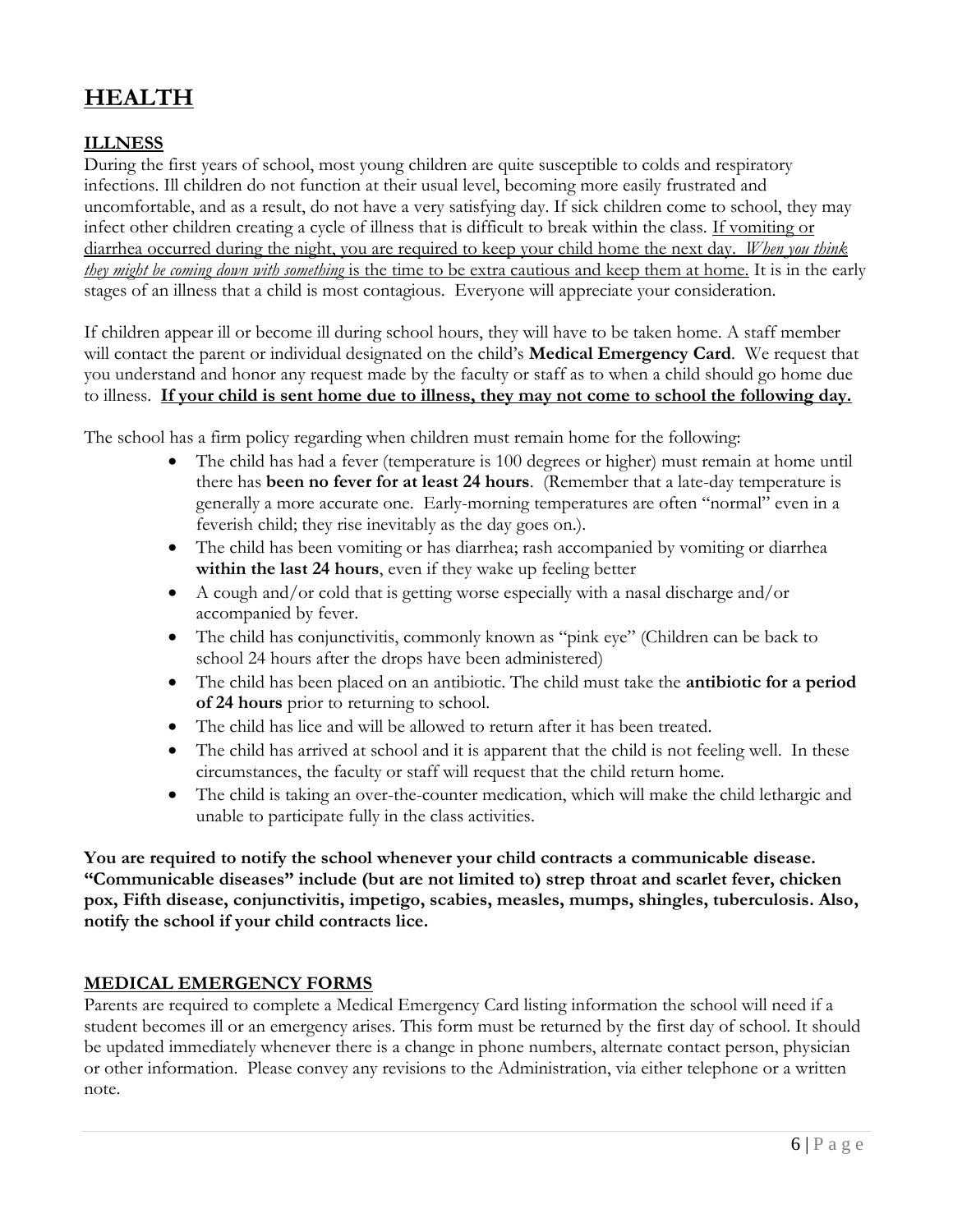# HEALTH

## ILLNESS

During the first years of school, most young children are quite susceptible to colds and respiratory infections. Ill children do not function at their usual level, becoming more easily frustrated and uncomfortable, and as a result, do not have a very satisfying day. If sick children come to school, they may infect other children creating a cycle of illness that is difficult to break within the class. <u>If vomiting or diarrhea occurred during the night, you are required to keep your child home the next day.</u> <u>*When you think they might be coming down with something* is the time to be extra cautious and keep them at home.</u> It is in the early stages of an illness that a child is most contagious. Everyone will appreciate your consideration.

If children appear ill or become ill during school hours, they will have to be taken home. A staff member will contact the parent or individual designated on the child's **Medical Emergency Card**. We request that you understand and honor any request made by the faculty or staff as to when a child should go home due to illness. **<u>If your child is sent home due to illness, they may not come to school the following day.</u>**

The school has a firm policy regarding when children must remain home for the following:

- The child has had a fever (temperature is 100 degrees or higher) must remain at home until there has **been no fever for at least 24 hours**. (Remember that a late-day temperature is generally a more accurate one. Early-morning temperatures are often "normal" even in a feverish child; they rise inevitably as the day goes on.).
- The child has been vomiting or has diarrhea; rash accompanied by vomiting or diarrhea **within the last 24 hours**, even if they wake up feeling better
- A cough and/or cold that is getting worse especially with a nasal discharge and/or accompanied by fever.
- The child has conjunctivitis, commonly known as "pink eye" (Children can be back to school 24 hours after the drops have been administered)
- The child has been placed on an antibiotic. The child must take the **antibiotic for a period of 24 hours** prior to returning to school.
- The child has lice and will be allowed to return after it has been treated.
- The child has arrived at school and it is apparent that the child is not feeling well. In these circumstances, the faculty or staff will request that the child return home.
- The child is taking an over-the-counter medication, which will make the child lethargic and unable to participate fully in the class activities.

**You are required to notify the school whenever your child contracts a communicable disease. "Communicable diseases" include (but are not limited to) strep throat and scarlet fever, chicken pox, Fifth disease, conjunctivitis, impetigo, scabies, measles, mumps, shingles, tuberculosis. Also, notify the school if your child contracts lice.**

## MEDICAL EMERGENCY FORMS

Parents are required to complete a Medical Emergency Card listing information the school will need if a student becomes ill or an emergency arises. This form must be returned by the first day of school. It should be updated immediately whenever there is a change in phone numbers, alternate contact person, physician or other information. Please convey any revisions to the Administration, via either telephone or a written note.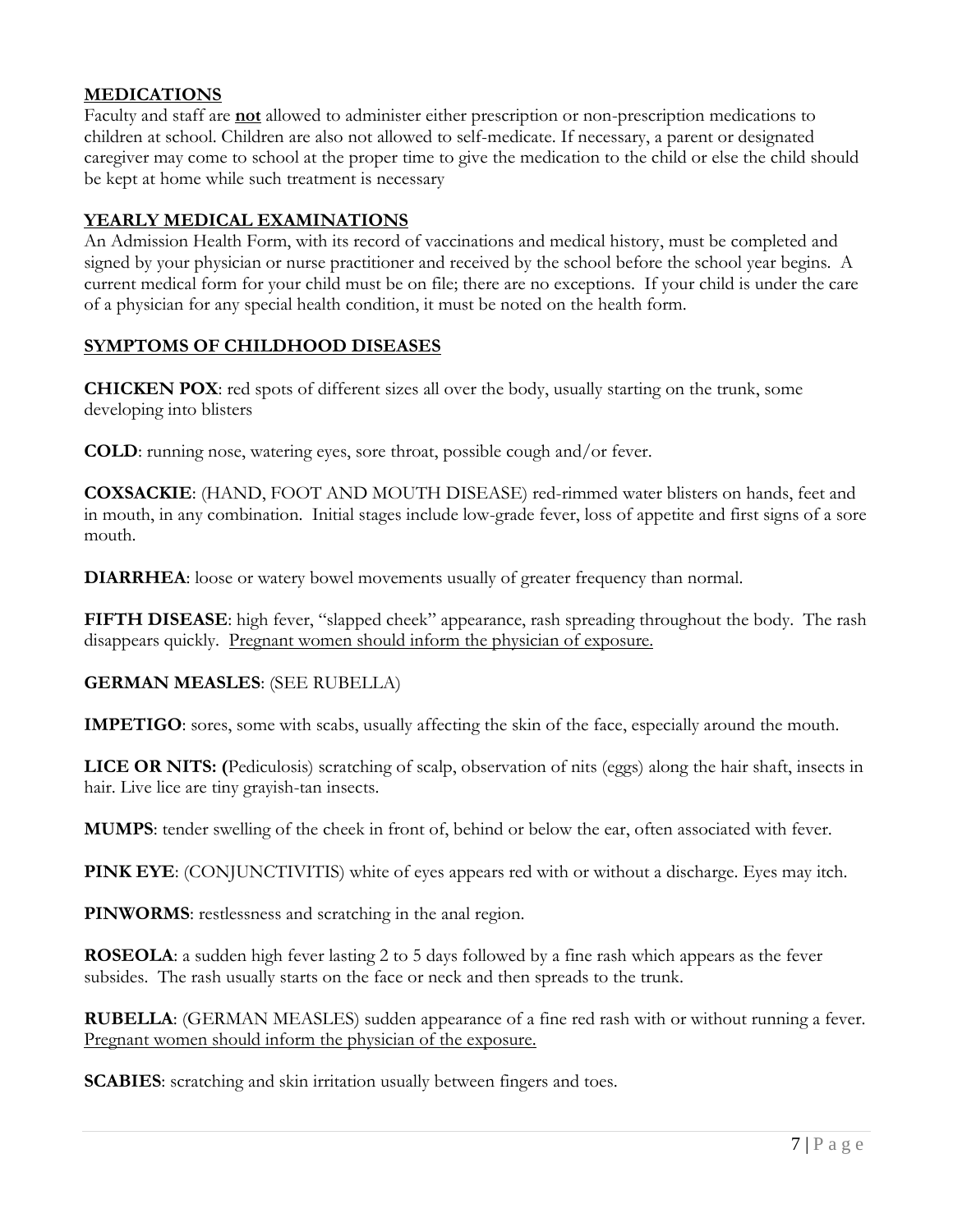## MEDICATIONS

Faculty and staff are **not** allowed to administer either prescription or non-prescription medications to children at school. Children are also not allowed to self-medicate. If necessary, a parent or designated caregiver may come to school at the proper time to give the medication to the child or else the child should be kept at home while such treatment is necessary

## YEARLY MEDICAL EXAMINATIONS

An Admission Health Form, with its record of vaccinations and medical history, must be completed and signed by your physician or nurse practitioner and received by the school before the school year begins. A current medical form for your child must be on file; there are no exceptions. If your child is under the care of a physician for any special health condition, it must be noted on the health form.

## SYMPTOMS OF CHILDHOOD DISEASES

**CHICKEN POX**: red spots of different sizes all over the body, usually starting on the trunk, some developing into blisters

**COLD**: running nose, watering eyes, sore throat, possible cough and/or fever.

**COXSACKIE**: (HAND, FOOT AND MOUTH DISEASE) red-rimmed water blisters on hands, feet and in mouth, in any combination. Initial stages include low-grade fever, loss of appetite and first signs of a sore mouth.

**DIARRHEA**: loose or watery bowel movements usually of greater frequency than normal.

**FIFTH DISEASE**: high fever, "slapped cheek" appearance, rash spreading throughout the body. The rash disappears quickly. Pregnant women should inform the physician of exposure.

**GERMAN MEASLES**: (SEE RUBELLA)

**IMPETIGO**: sores, some with scabs, usually affecting the skin of the face, especially around the mouth.

**LICE OR NITS: (**Pediculosis) scratching of scalp, observation of nits (eggs) along the hair shaft, insects in hair. Live lice are tiny grayish-tan insects.

**MUMPS**: tender swelling of the cheek in front of, behind or below the ear, often associated with fever.

**PINK EYE**: (CONJUNCTIVITIS) white of eyes appears red with or without a discharge. Eyes may itch.

**PINWORMS**: restlessness and scratching in the anal region.

**ROSEOLA**: a sudden high fever lasting 2 to 5 days followed by a fine rash which appears as the fever subsides. The rash usually starts on the face or neck and then spreads to the trunk.

**RUBELLA**: (GERMAN MEASLES) sudden appearance of a fine red rash with or without running a fever. Pregnant women should inform the physician of the exposure.

**SCABIES**: scratching and skin irritation usually between fingers and toes.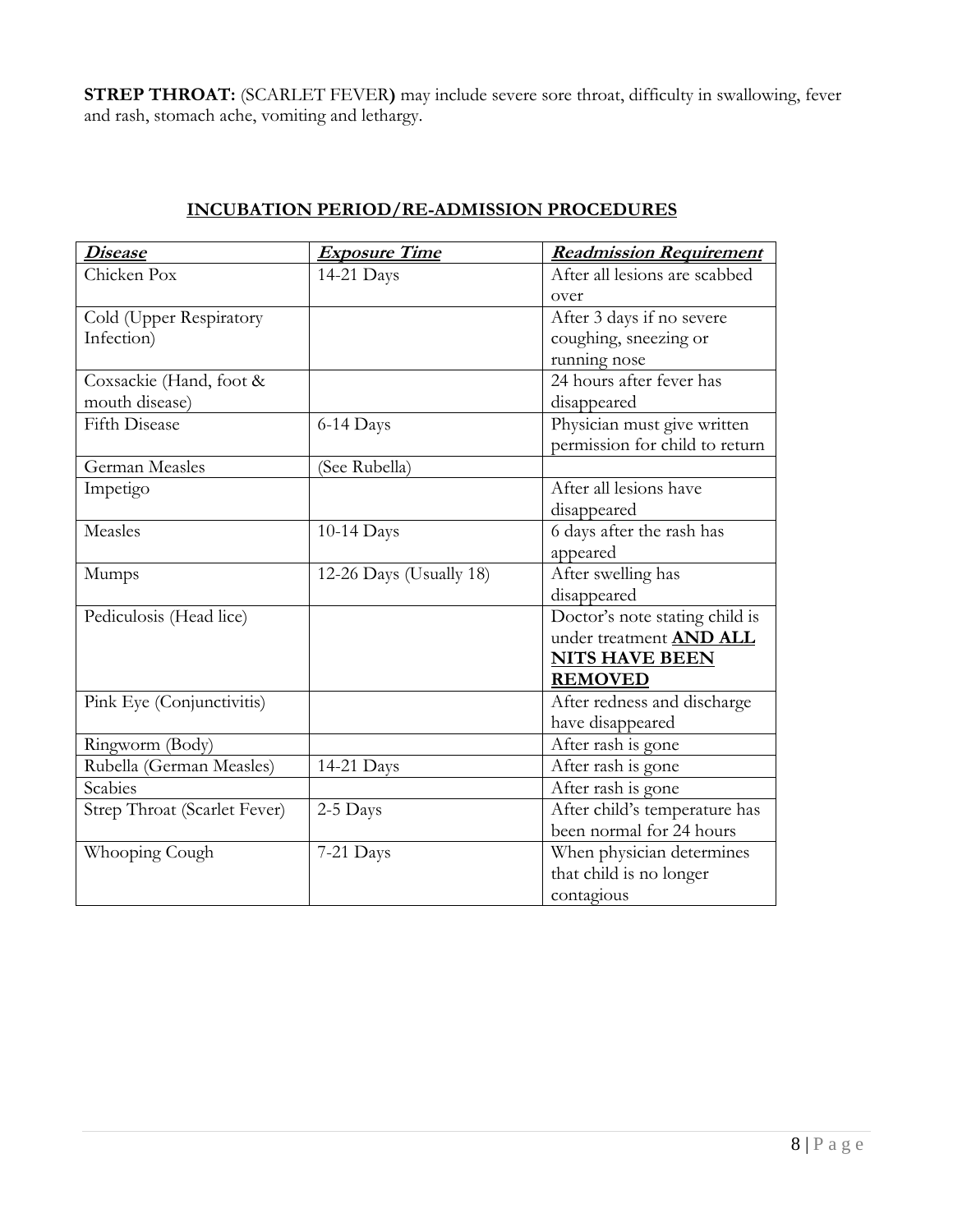**STREP THROAT:** (SCARLET FEVER**)** may include severe sore throat, difficulty in swallowing, fever and rash, stomach ache, vomiting and lethargy.

## INCUBATION PERIOD/RE-ADMISSION PROCEDURES

| ***Disease*** | ***Exposure Time*** | ***Readmission Requirement*** |
|---|---|---|
| Chicken Pox | 14-21 Days | After all lesions are scabbed over |
| Cold (Upper Respiratory Infection) | | After 3 days if no severe coughing, sneezing or running nose |
| Coxsackie (Hand, foot & mouth disease) | | 24 hours after fever has disappeared |
| Fifth Disease | 6-14 Days | Physician must give written permission for child to return |
| German Measles | (See Rubella) | |
| Impetigo | | After all lesions have disappeared |
| Measles | 10-14 Days | 6 days after the rash has appeared |
| Mumps | 12-26 Days (Usually 18) | After swelling has disappeared |
| Pediculosis (Head lice) | | Doctor's note stating child is under treatment **AND ALL NITS HAVE BEEN REMOVED** |
| Pink Eye (Conjunctivitis) | | After redness and discharge have disappeared |
| Ringworm (Body) | | After rash is gone |
| Rubella (German Measles) | 14-21 Days | After rash is gone |
| Scabies | | After rash is gone |
| Strep Throat (Scarlet Fever) | 2-5 Days | After child's temperature has been normal for 24 hours |
| Whooping Cough | 7-21 Days | When physician determines that child is no longer contagious |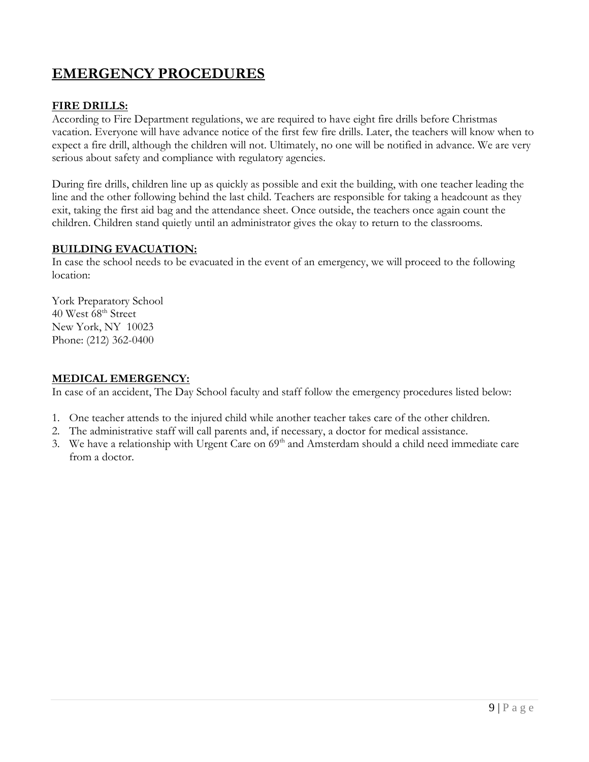# EMERGENCY PROCEDURES

**FIRE DRILLS:**

According to Fire Department regulations, we are required to have eight fire drills before Christmas vacation. Everyone will have advance notice of the first few fire drills. Later, the teachers will know when to expect a fire drill, although the children will not. Ultimately, no one will be notified in advance. We are very serious about safety and compliance with regulatory agencies.

During fire drills, children line up as quickly as possible and exit the building, with one teacher leading the line and the other following behind the last child. Teachers are responsible for taking a headcount as they exit, taking the first aid bag and the attendance sheet. Once outside, the teachers once again count the children. Children stand quietly until an administrator gives the okay to return to the classrooms.

**BUILDING EVACUATION:**

In case the school needs to be evacuated in the event of an emergency, we will proceed to the following location:

York Preparatory School
40 West 68th Street
New York, NY 10023
Phone: (212) 362-0400

**MEDICAL EMERGENCY:**

In case of an accident, The Day School faculty and staff follow the emergency procedures listed below:

1. One teacher attends to the injured child while another teacher takes care of the other children.
2. The administrative staff will call parents and, if necessary, a doctor for medical assistance.
3. We have a relationship with Urgent Care on 69th and Amsterdam should a child need immediate care from a doctor.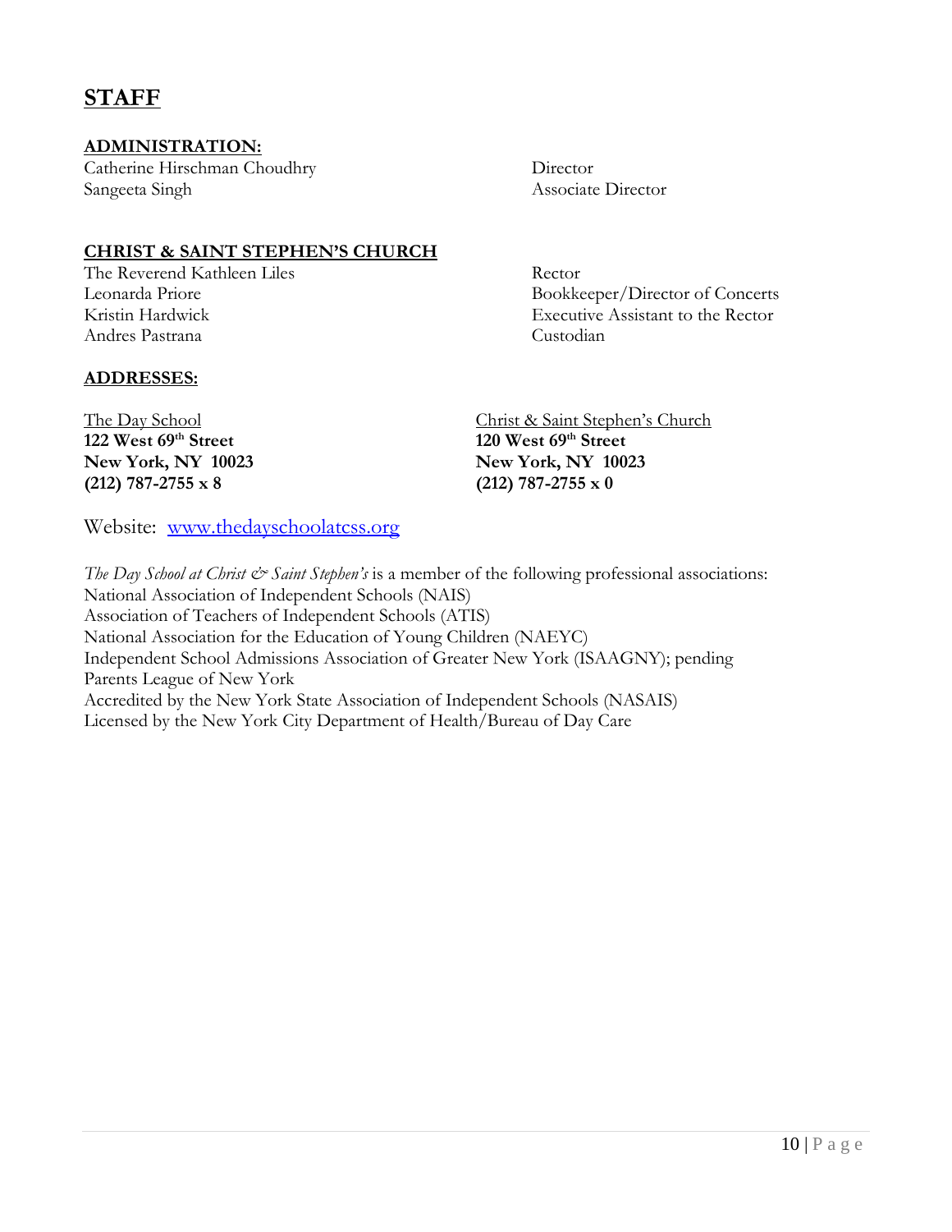# STAFF

**ADMINISTRATION:**

| | |
|---|---|
| Catherine Hirschman Choudhry | Director |
| Sangeeta Singh | Associate Director |

**CHRIST & SAINT STEPHEN'S CHURCH**

| | |
|---|---|
| The Reverend Kathleen Liles | Rector |
| Leonarda Priore | Bookkeeper/Director of Concerts |
| Kristin Hardwick | Executive Assistant to the Rector |
| Andres Pastrana | Custodian |

**ADDRESSES:**

The Day School
**122 West 69th Street**
**New York, NY 10023**
**(212) 787-2755 x 8**

Christ & Saint Stephen's Church
**120 West 69th Street**
**New York, NY 10023**
**(212) 787-2755 x 0**

Website: [www.thedayschoolatcss.org](http://www.thedayschoolatcss.org)

*The Day School at Christ & Saint Stephen's* is a member of the following professional associations:
National Association of Independent Schools (NAIS)
Association of Teachers of Independent Schools (ATIS)
National Association for the Education of Young Children (NAEYC)
Independent School Admissions Association of Greater New York (ISAAGNY); pending
Parents League of New York
Accredited by the New York State Association of Independent Schools (NASAIS)
Licensed by the New York City Department of Health/Bureau of Day Care